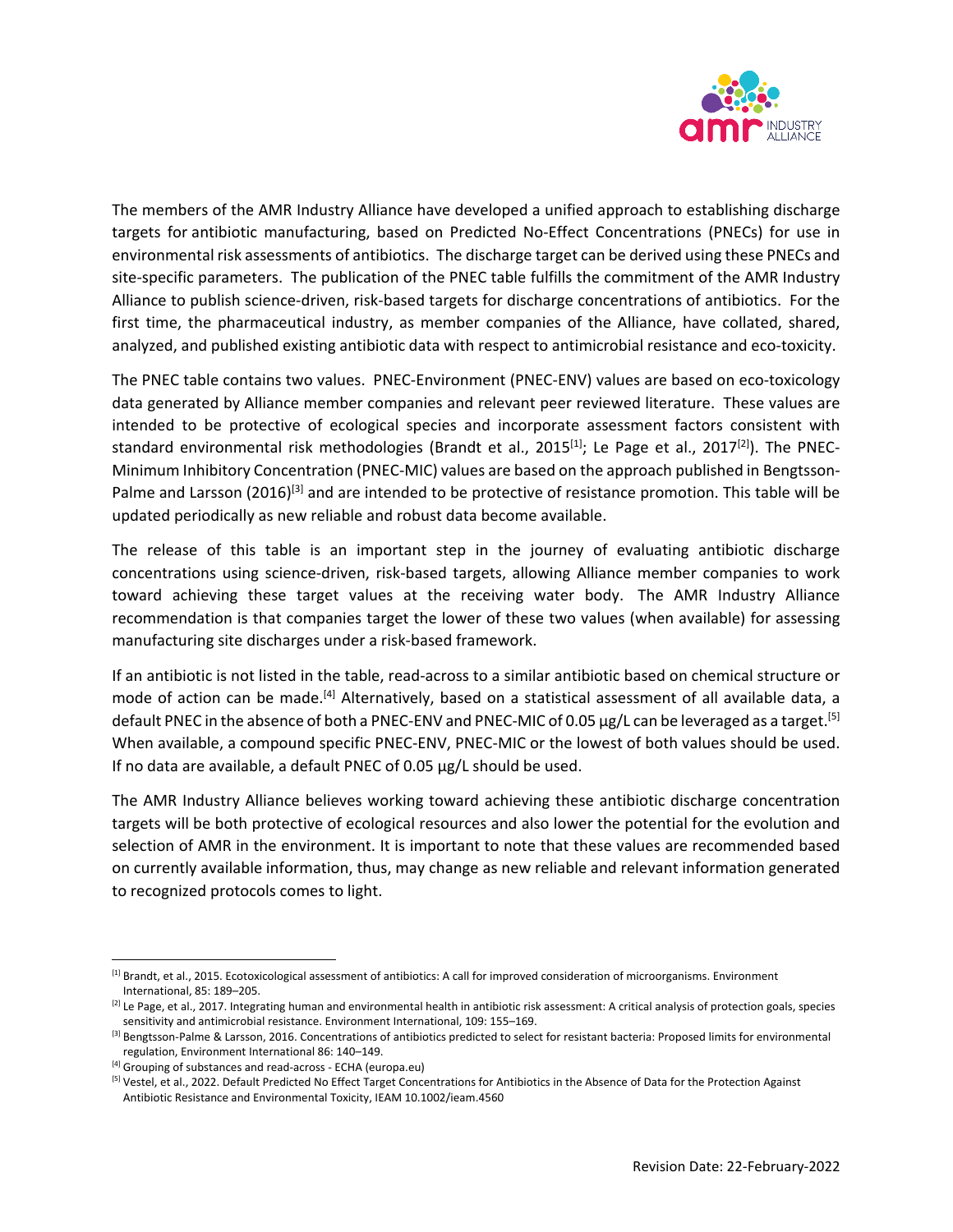The members of the AMR Industry Alliance have developed a unified approach to establishing discharge targets for antibiotic manufacturing, based on Predicted No-Effect Concentrations (PNECs) for use in environmental risk assessments of antibiotics. The discharge target can be derived using these PNECs and site-specific parameters. The publication of the PNEC table fulfills the commitment of the AMR Industry Alliance to publish science-driven, risk-based targets for discharge concentrations of antibiotics. For the first time, the pharmaceutical industry, as member companies of the Alliance, have collated, shared, analyzed, and published existing antibiotic data with respect to antimicrobial resistance and eco-toxicity.

The PNEC table contains two values. PNEC-Environment (PNEC-ENV) values are based on eco-toxicology data generated by Alliance member companies and relevant peer reviewed literature. These values are intended to be protective of ecological species and incorporate assessment factors consistent with standard environmental risk methodologies (Brandt et al., 2015[1]; Le Page et al., 2017[2]). The PNEC-Minimum Inhibitory Concentration (PNEC-MIC) values are based on the approach published in Bengtsson-Palme and Larsson (2016)[3] and are intended to be protective of resistance promotion. This table will be updated periodically as new reliable and robust data become available.

The release of this table is an important step in the journey of evaluating antibiotic discharge concentrations using science-driven, risk-based targets, allowing Alliance member companies to work toward achieving these target values at the receiving water body. The AMR Industry Alliance recommendation is that companies target the lower of these two values (when available) for assessing manufacturing site discharges under a risk-based framework.

If an antibiotic is not listed in the table, read-across to a similar antibiotic based on chemical structure or mode of action can be made.[4] Alternatively, based on a statistical assessment of all available data, a default PNEC in the absence of both a PNEC-ENV and PNEC-MIC of 0.05 µg/L can be leveraged as a target.[5] When available, a compound specific PNEC-ENV, PNEC-MIC or the lowest of both values should be used. If no data are available, a default PNEC of 0.05 µg/L should be used.

The AMR Industry Alliance believes working toward achieving these antibiotic discharge concentration targets will be both protective of ecological resources and also lower the potential for the evolution and selection of AMR in the environment. It is important to note that these values are recommended based on currently available information, thus, may change as new reliable and relevant information generated to recognized protocols comes to light.

---

[1] Brandt, et al., 2015. Ecotoxicological assessment of antibiotics: A call for improved consideration of microorganisms. Environment International, 85: 189–205.

[2] Le Page, et al., 2017. Integrating human and environmental health in antibiotic risk assessment: A critical analysis of protection goals, species sensitivity and antimicrobial resistance. Environment International, 109: 155–169.

[3] Bengtsson-Palme & Larsson, 2016. Concentrations of antibiotics predicted to select for resistant bacteria: Proposed limits for environmental regulation, Environment International 86: 140–149.

[4] Grouping of substances and read-across - ECHA (europa.eu)

[5] Vestel, et al., 2022. Default Predicted No Effect Target Concentrations for Antibiotics in the Absence of Data for the Protection Against Antibiotic Resistance and Environmental Toxicity, IEAM 10.1002/ieam.4560

Revision Date: 22-February-2022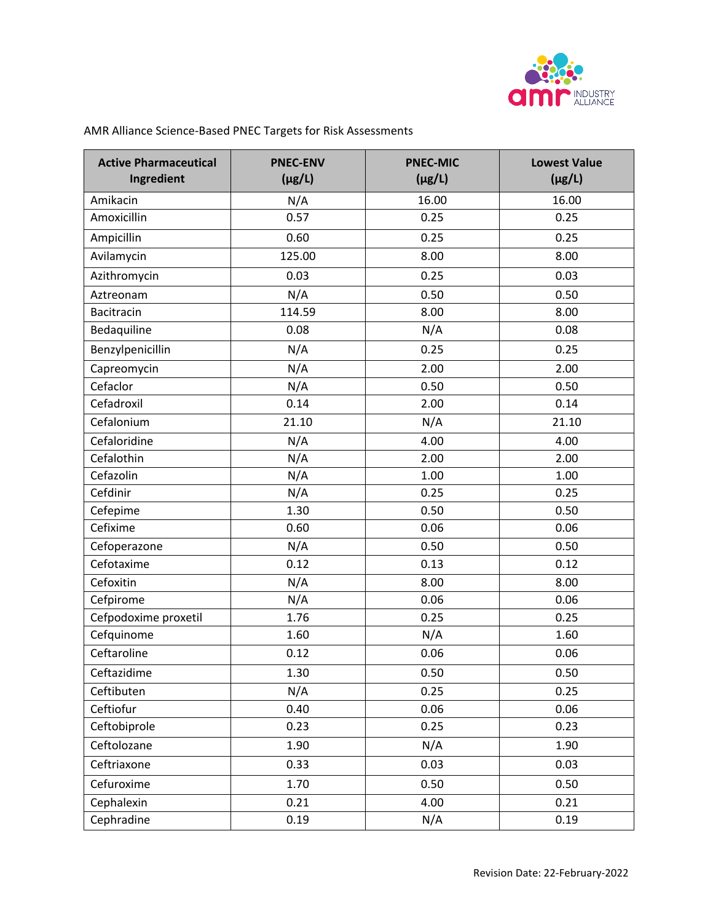AMR Alliance Science-Based PNEC Targets for Risk Assessments

| Active Pharmaceutical Ingredient | PNEC-ENV (µg/L) | PNEC-MIC (µg/L) | Lowest Value (µg/L) |
|---|---|---|---|
| Amikacin | N/A | 16.00 | 16.00 |
| Amoxicillin | 0.57 | 0.25 | 0.25 |
| Ampicillin | 0.60 | 0.25 | 0.25 |
| Avilamycin | 125.00 | 8.00 | 8.00 |
| Azithromycin | 0.03 | 0.25 | 0.03 |
| Aztreonam | N/A | 0.50 | 0.50 |
| Bacitracin | 114.59 | 8.00 | 8.00 |
| Bedaquiline | 0.08 | N/A | 0.08 |
| Benzylpenicillin | N/A | 0.25 | 0.25 |
| Capreomycin | N/A | 2.00 | 2.00 |
| Cefaclor | N/A | 0.50 | 0.50 |
| Cefadroxil | 0.14 | 2.00 | 0.14 |
| Cefalonium | 21.10 | N/A | 21.10 |
| Cefaloridine | N/A | 4.00 | 4.00 |
| Cefalothin | N/A | 2.00 | 2.00 |
| Cefazolin | N/A | 1.00 | 1.00 |
| Cefdinir | N/A | 0.25 | 0.25 |
| Cefepime | 1.30 | 0.50 | 0.50 |
| Cefixime | 0.60 | 0.06 | 0.06 |
| Cefoperazone | N/A | 0.50 | 0.50 |
| Cefotaxime | 0.12 | 0.13 | 0.12 |
| Cefoxitin | N/A | 8.00 | 8.00 |
| Cefpirome | N/A | 0.06 | 0.06 |
| Cefpodoxime proxetil | 1.76 | 0.25 | 0.25 |
| Cefquinome | 1.60 | N/A | 1.60 |
| Ceftaroline | 0.12 | 0.06 | 0.06 |
| Ceftazidime | 1.30 | 0.50 | 0.50 |
| Ceftibuten | N/A | 0.25 | 0.25 |
| Ceftiofur | 0.40 | 0.06 | 0.06 |
| Ceftobiprole | 0.23 | 0.25 | 0.23 |
| Ceftolozane | 1.90 | N/A | 1.90 |
| Ceftriaxone | 0.33 | 0.03 | 0.03 |
| Cefuroxime | 1.70 | 0.50 | 0.50 |
| Cephalexin | 0.21 | 4.00 | 0.21 |
| Cephradine | 0.19 | N/A | 0.19 |

Revision Date: 22-February-2022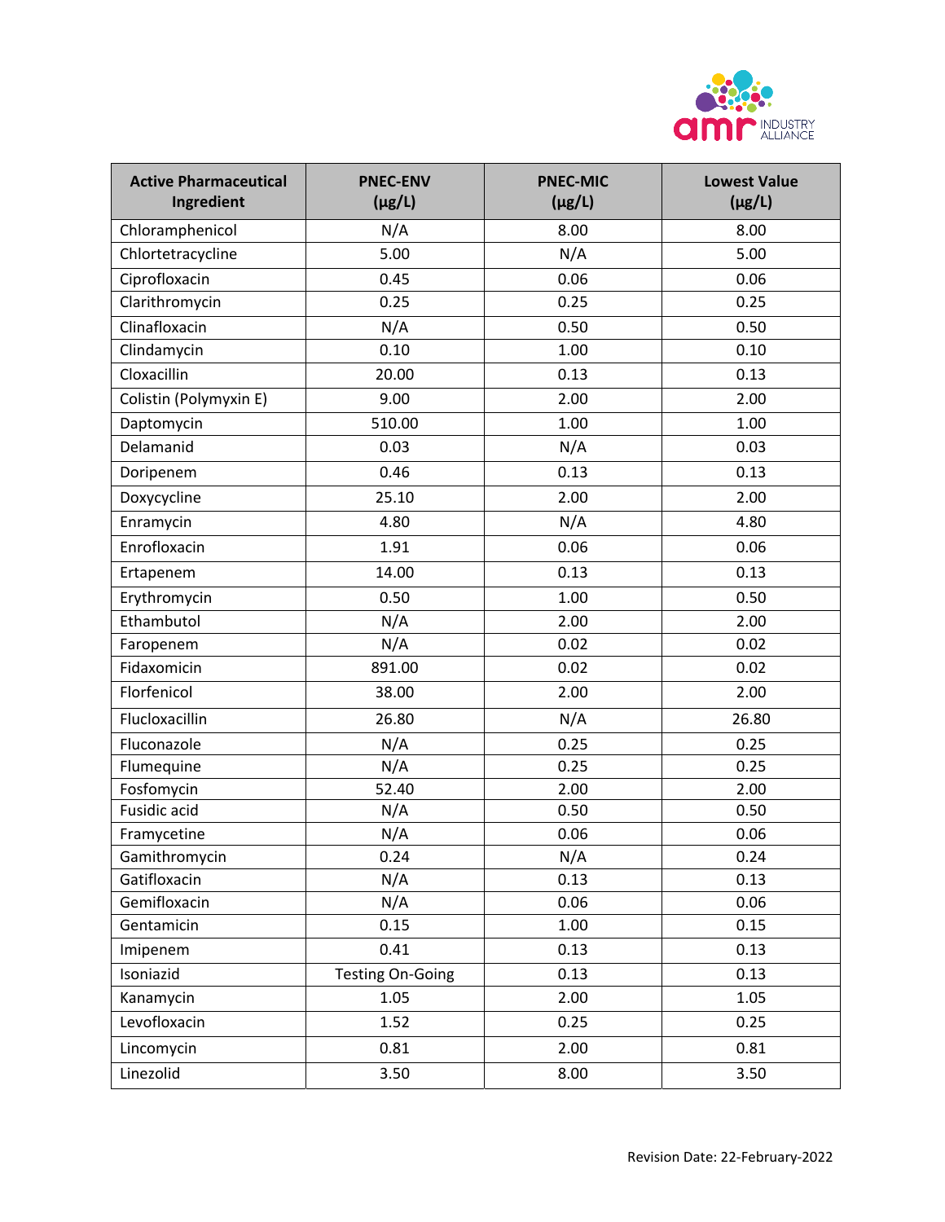| Active Pharmaceutical Ingredient | PNEC-ENV (μg/L) | PNEC-MIC (μg/L) | Lowest Value (μg/L) |
|---|---|---|---|
| Chloramphenicol | N/A | 8.00 | 8.00 |
| Chlortetracycline | 5.00 | N/A | 5.00 |
| Ciprofloxacin | 0.45 | 0.06 | 0.06 |
| Clarithromycin | 0.25 | 0.25 | 0.25 |
| Clinafloxacin | N/A | 0.50 | 0.50 |
| Clindamycin | 0.10 | 1.00 | 0.10 |
| Cloxacillin | 20.00 | 0.13 | 0.13 |
| Colistin (Polymyxin E) | 9.00 | 2.00 | 2.00 |
| Daptomycin | 510.00 | 1.00 | 1.00 |
| Delamanid | 0.03 | N/A | 0.03 |
| Doripenem | 0.46 | 0.13 | 0.13 |
| Doxycycline | 25.10 | 2.00 | 2.00 |
| Enramycin | 4.80 | N/A | 4.80 |
| Enrofloxacin | 1.91 | 0.06 | 0.06 |
| Ertapenem | 14.00 | 0.13 | 0.13 |
| Erythromycin | 0.50 | 1.00 | 0.50 |
| Ethambutol | N/A | 2.00 | 2.00 |
| Faropenem | N/A | 0.02 | 0.02 |
| Fidaxomicin | 891.00 | 0.02 | 0.02 |
| Florfenicol | 38.00 | 2.00 | 2.00 |
| Flucloxacillin | 26.80 | N/A | 26.80 |
| Fluconazole | N/A | 0.25 | 0.25 |
| Flumequine | N/A | 0.25 | 0.25 |
| Fosfomycin | 52.40 | 2.00 | 2.00 |
| Fusidic acid | N/A | 0.50 | 0.50 |
| Framycetine | N/A | 0.06 | 0.06 |
| Gamithromycin | 0.24 | N/A | 0.24 |
| Gatifloxacin | N/A | 0.13 | 0.13 |
| Gemifloxacin | N/A | 0.06 | 0.06 |
| Gentamicin | 0.15 | 1.00 | 0.15 |
| Imipenem | 0.41 | 0.13 | 0.13 |
| Isoniazid | Testing On-Going | 0.13 | 0.13 |
| Kanamycin | 1.05 | 2.00 | 1.05 |
| Levofloxacin | 1.52 | 0.25 | 0.25 |
| Lincomycin | 0.81 | 2.00 | 0.81 |
| Linezolid | 3.50 | 8.00 | 3.50 |

Revision Date: 22-February-2022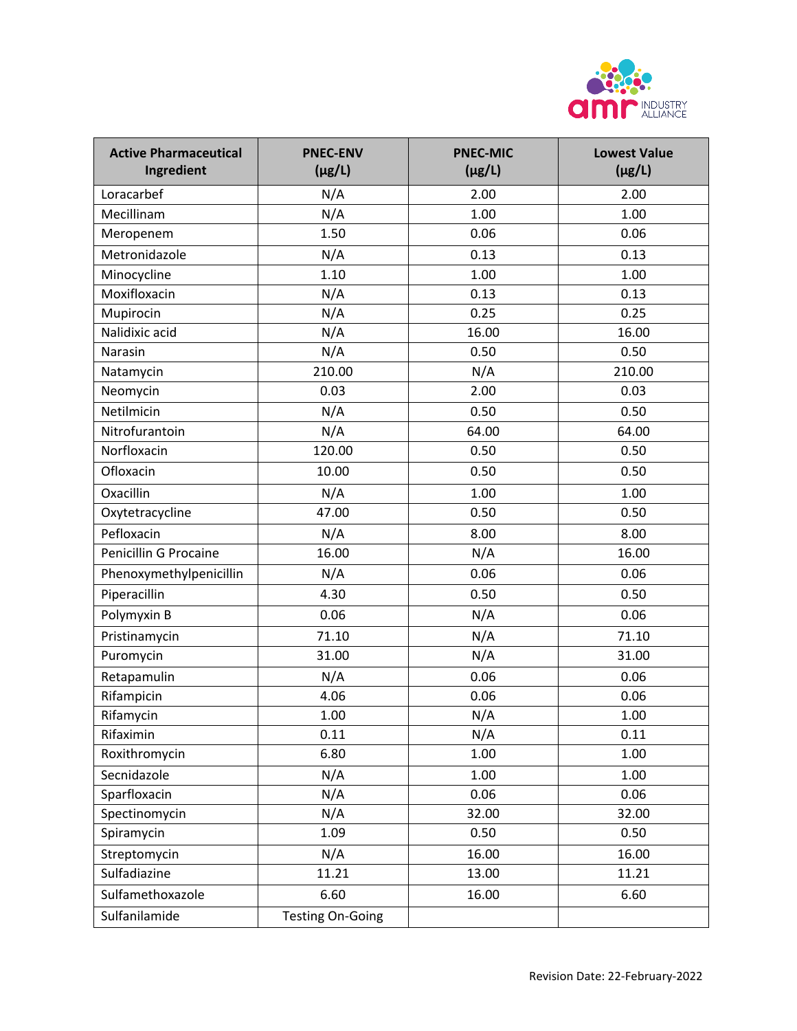| Active Pharmaceutical Ingredient | PNEC-ENV (μg/L) | PNEC-MIC (μg/L) | Lowest Value (μg/L) |
|---|---|---|---|
| Loracarbef | N/A | 2.00 | 2.00 |
| Mecillinam | N/A | 1.00 | 1.00 |
| Meropenem | 1.50 | 0.06 | 0.06 |
| Metronidazole | N/A | 0.13 | 0.13 |
| Minocycline | 1.10 | 1.00 | 1.00 |
| Moxifloxacin | N/A | 0.13 | 0.13 |
| Mupirocin | N/A | 0.25 | 0.25 |
| Nalidixic acid | N/A | 16.00 | 16.00 |
| Narasin | N/A | 0.50 | 0.50 |
| Natamycin | 210.00 | N/A | 210.00 |
| Neomycin | 0.03 | 2.00 | 0.03 |
| Netilmicin | N/A | 0.50 | 0.50 |
| Nitrofurantoin | N/A | 64.00 | 64.00 |
| Norfloxacin | 120.00 | 0.50 | 0.50 |
| Ofloxacin | 10.00 | 0.50 | 0.50 |
| Oxacillin | N/A | 1.00 | 1.00 |
| Oxytetracycline | 47.00 | 0.50 | 0.50 |
| Pefloxacin | N/A | 8.00 | 8.00 |
| Penicillin G Procaine | 16.00 | N/A | 16.00 |
| Phenoxymethylpenicillin | N/A | 0.06 | 0.06 |
| Piperacillin | 4.30 | 0.50 | 0.50 |
| Polymyxin B | 0.06 | N/A | 0.06 |
| Pristinamycin | 71.10 | N/A | 71.10 |
| Puromycin | 31.00 | N/A | 31.00 |
| Retapamulin | N/A | 0.06 | 0.06 |
| Rifampicin | 4.06 | 0.06 | 0.06 |
| Rifamycin | 1.00 | N/A | 1.00 |
| Rifaximin | 0.11 | N/A | 0.11 |
| Roxithromycin | 6.80 | 1.00 | 1.00 |
| Secnidazole | N/A | 1.00 | 1.00 |
| Sparfloxacin | N/A | 0.06 | 0.06 |
| Spectinomycin | N/A | 32.00 | 32.00 |
| Spiramycin | 1.09 | 0.50 | 0.50 |
| Streptomycin | N/A | 16.00 | 16.00 |
| Sulfadiazine | 11.21 | 13.00 | 11.21 |
| Sulfamethoxazole | 6.60 | 16.00 | 6.60 |
| Sulfanilamide | Testing On-Going | | |

Revision Date: 22-February-2022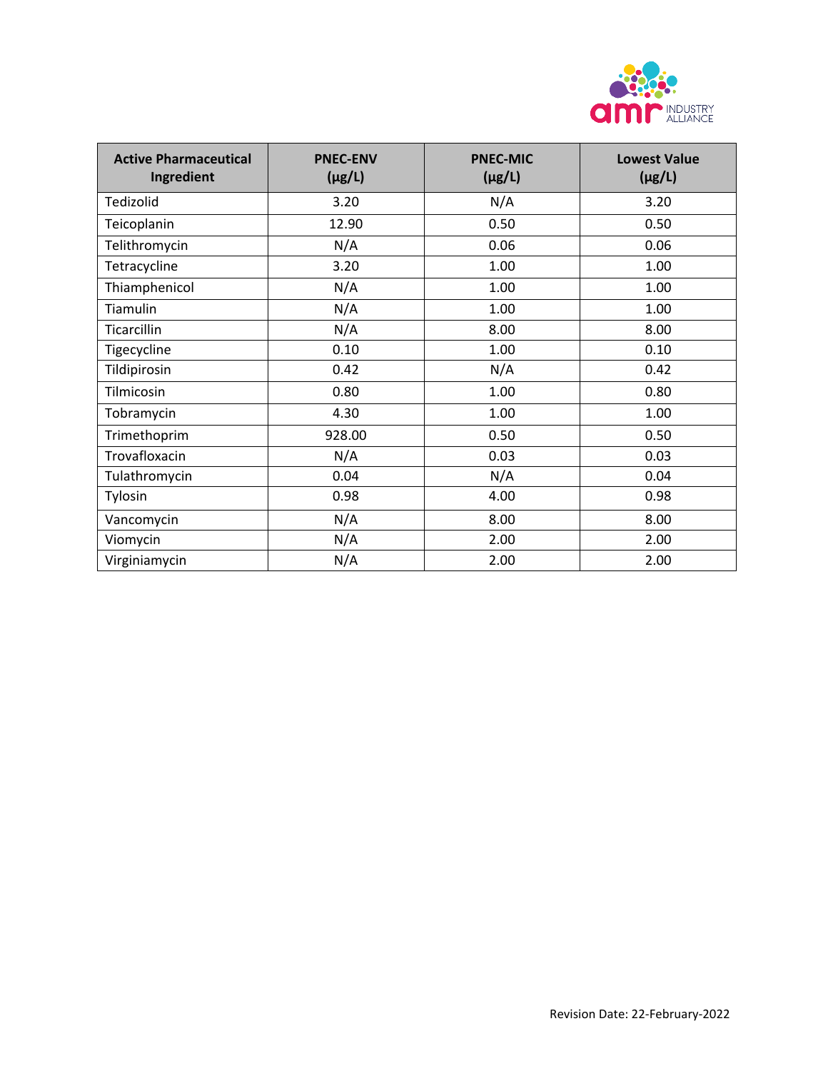| Active Pharmaceutical Ingredient | PNEC-ENV (µg/L) | PNEC-MIC (µg/L) | Lowest Value (µg/L) |
|---|---|---|---|
| Tedizolid | 3.20 | N/A | 3.20 |
| Teicoplanin | 12.90 | 0.50 | 0.50 |
| Telithromycin | N/A | 0.06 | 0.06 |
| Tetracycline | 3.20 | 1.00 | 1.00 |
| Thiamphenicol | N/A | 1.00 | 1.00 |
| Tiamulin | N/A | 1.00 | 1.00 |
| Ticarcillin | N/A | 8.00 | 8.00 |
| Tigecycline | 0.10 | 1.00 | 0.10 |
| Tildipirosin | 0.42 | N/A | 0.42 |
| Tilmicosin | 0.80 | 1.00 | 0.80 |
| Tobramycin | 4.30 | 1.00 | 1.00 |
| Trimethoprim | 928.00 | 0.50 | 0.50 |
| Trovafloxacin | N/A | 0.03 | 0.03 |
| Tulathromycin | 0.04 | N/A | 0.04 |
| Tylosin | 0.98 | 4.00 | 0.98 |
| Vancomycin | N/A | 8.00 | 8.00 |
| Viomycin | N/A | 2.00 | 2.00 |
| Virginiamycin | N/A | 2.00 | 2.00 |

Revision Date: 22-February-2022